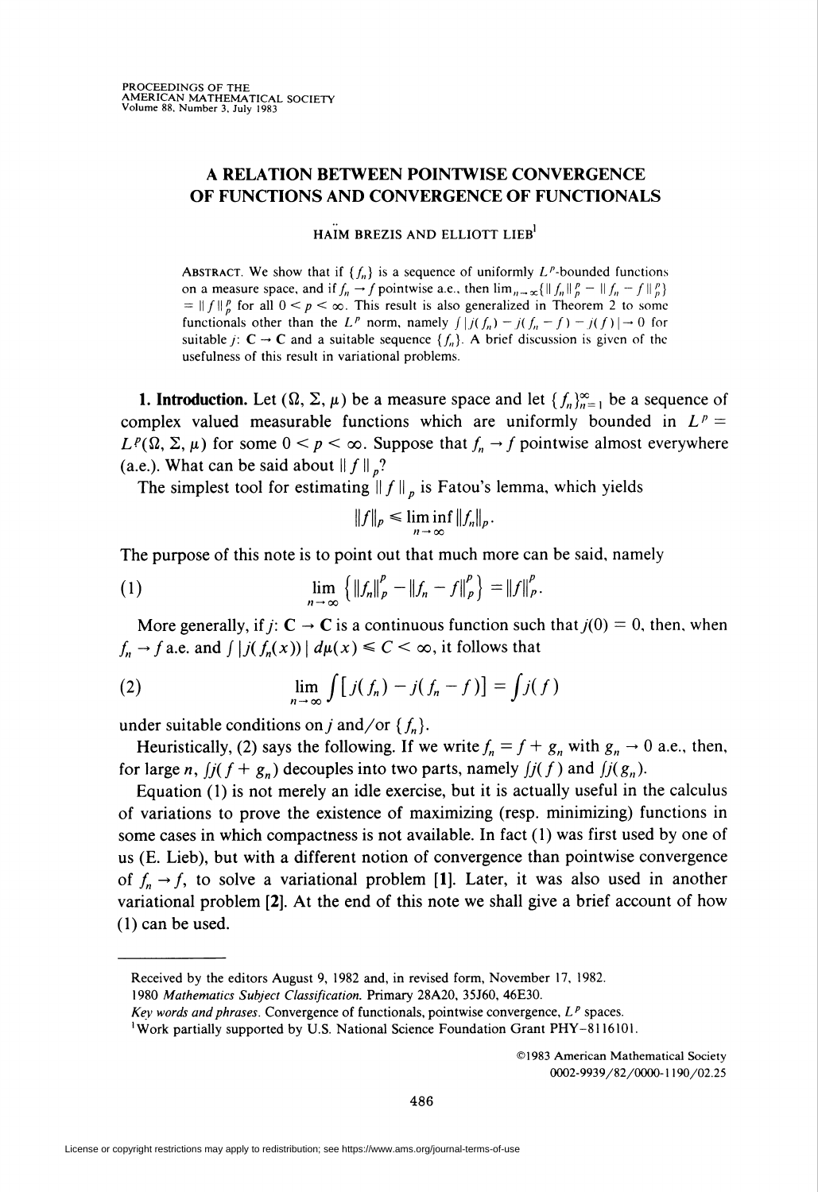# A RELATION BETWEEN POINTWISE CONVERGENCE OF FUNCTIONS AND CONVERGENCE OF FUNCTIONALS

HAÏM BREZIS AND ELLIOTT LIEB[1]

ABSTRACT. We show that if $\{f_n\}$ is a sequence of uniformly $L^p$-bounded functions on a measure space, and if $f_n \to f$ pointwise a.e., then $\lim_{n\to\infty}\{\|f_n\|_p^p - \|f_n - f\|_p^p\} = \|f\|_p^p$ for all $0 < p < \infty$. This result is also generalized in Theorem 2 to some functionals other than the $L^p$ norm, namely $\int |j(f_n) - j(f_n - f) - j(f)| \to 0$ for suitable $j\colon \mathbf{C} \to \mathbf{C}$ and a suitable sequence $\{f_n\}$. A brief discussion is given of the usefulness of this result in variational problems.

**1. Introduction.** Let $(\Omega, \Sigma, \mu)$ be a measure space and let $\{f_n\}_{n=1}^{\infty}$ be a sequence of complex valued measurable functions which are uniformly bounded in $L^p = L^p(\Omega, \Sigma, \mu)$ for some $0 < p < \infty$. Suppose that $f_n \to f$ pointwise almost everywhere (a.e.). What can be said about $\|f\|_p$?

The simplest tool for estimating $\|f\|_p$ is Fatou's lemma, which yields

$$\|f\|_p \leqslant \liminf_{n\to\infty} \|f_n\|_p.$$

The purpose of this note is to point out that much more can be said, namely

$$\lim_{n\to\infty}\left\{\|f_n\|_p^p - \|f_n - f\|_p^p\right\} = \|f\|_p^p. \tag{1}$$

More generally, if $j\colon \mathbf{C} \to \mathbf{C}$ is a continuous function such that $j(0) = 0$, then, when $f_n \to f$ a.e. and $\int |j(f_n(x))|\, d\mu(x) \leqslant C < \infty$, it follows that

$$\lim_{n\to\infty} \int [j(f_n) - j(f_n - f)] = \int j(f) \tag{2}$$

under suitable conditions on $j$ and/or $\{f_n\}$.

Heuristically, (2) says the following. If we write $f_n = f + g_n$ with $g_n \to 0$ a.e., then, for large $n$, $\int j(f + g_n)$ decouples into two parts, namely $\int j(f)$ and $\int j(g_n)$.

Equation (1) is not merely an idle exercise, but it is actually useful in the calculus of variations to prove the existence of maximizing (resp. minimizing) functions in some cases in which compactness is not available. In fact (1) was first used by one of us (E. Lieb), but with a different notion of convergence than pointwise convergence of $f_n \to f$, to solve a variational problem **[1]**. Later, it was also used in another variational problem **[2]**. At the end of this note we shall give a brief account of how (1) can be used.

---

Received by the editors August 9, 1982 and, in revised form, November 17, 1982.

1980 *Mathematics Subject Classification*. Primary 28A20, 35J60, 46E30.

*Key words and phrases*. Convergence of functionals, pointwise convergence, $L^p$ spaces.

[1]Work partially supported by U.S. National Science Foundation Grant PHY-8116101.

©1983 American Mathematical Society
0002-9939/82/0000-1190/02.25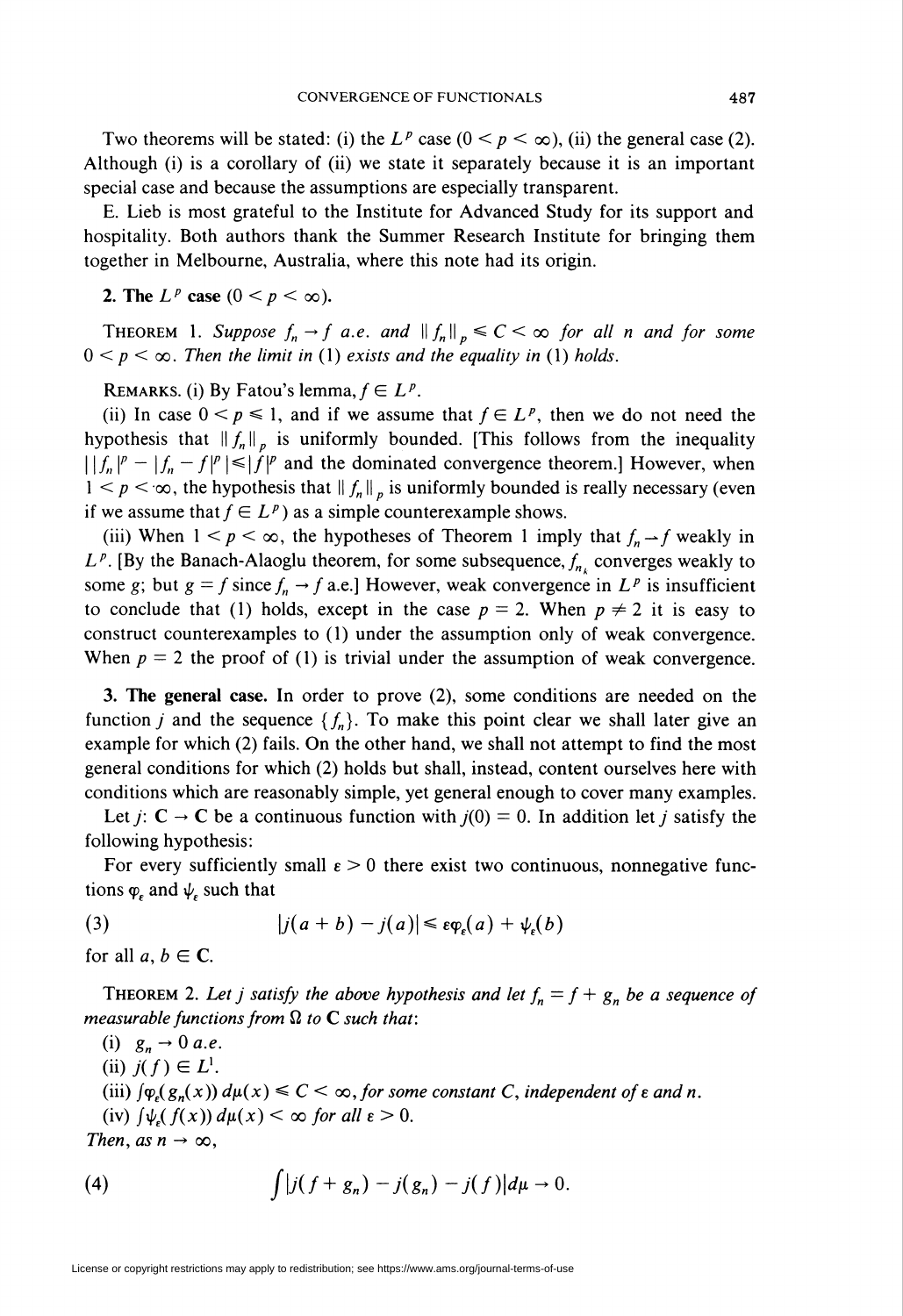Two theorems will be stated: (i) the $L^p$ case ($0 < p < \infty$), (ii) the general case (2). Although (i) is a corollary of (ii) we state it separately because it is an important special case and because the assumptions are especially transparent.

E. Lieb is most grateful to the Institute for Advanced Study for its support and hospitality. Both authors thank the Summer Research Institute for bringing them together in Melbourne, Australia, where this note had its origin.

**2. The $L^p$ case ($0 < p < \infty$).**

THEOREM 1. *Suppose $f_n \to f$ a.e. and $\|f_n\|_p \leqslant C < \infty$ for all $n$ and for some $0 < p < \infty$. Then the limit in (1) exists and the equality in (1) holds.*

REMARKS. (i) By Fatou's lemma, $f \in L^p$.

(ii) In case $0 < p \leqslant 1$, and if we assume that $f \in L^p$, then we do not need the hypothesis that $\|f_n\|_p$ is uniformly bounded. [This follows from the inequality $\left| |f_n|^p - |f_n - f|^p \right| \leqslant |f|^p$ and the dominated convergence theorem.] However, when $1 < p < \infty$, the hypothesis that $\|f_n\|_p$ is uniformly bounded is really necessary (even if we assume that $f \in L^p$) as a simple counterexample shows.

(iii) When $1 < p < \infty$, the hypotheses of Theorem 1 imply that $f_n \rightharpoonup f$ weakly in $L^p$. [By the Banach-Alaoglu theorem, for some subsequence, $f_{n_k}$ converges weakly to some $g$; but $g = f$ since $f_n \to f$ a.e.] However, weak convergence in $L^p$ is insufficient to conclude that (1) holds, except in the case $p = 2$. When $p \neq 2$ it is easy to construct counterexamples to (1) under the assumption only of weak convergence. When $p = 2$ the proof of (1) is trivial under the assumption of weak convergence.

**3. The general case.** In order to prove (2), some conditions are needed on the function $j$ and the sequence $\{f_n\}$. To make this point clear we shall later give an example for which (2) fails. On the other hand, we shall not attempt to find the most general conditions for which (2) holds but shall, instead, content ourselves here with conditions which are reasonably simple, yet general enough to cover many examples.

Let $j\colon \mathbf{C} \to \mathbf{C}$ be a continuous function with $j(0) = 0$. In addition let $j$ satisfy the following hypothesis:

For every sufficiently small $\varepsilon > 0$ there exist two continuous, nonnegative functions $\varphi_\varepsilon$ and $\psi_\varepsilon$ such that

$$|j(a+b) - j(a)| \leqslant \varepsilon \varphi_\varepsilon(a) + \psi_\varepsilon(b) \tag{3}$$

for all $a, b \in \mathbf{C}$.

THEOREM 2. *Let $j$ satisfy the above hypothesis and let $f_n = f + g_n$ be a sequence of measurable functions from $\Omega$ to $\mathbf{C}$ such that:*

(i) *$g_n \to 0$ a.e.*

(ii) *$j(f) \in L^1$.*

(iii) *$\int \varphi_\varepsilon(g_n(x))\, d\mu(x) \leqslant C < \infty$, for some constant $C$, independent of $\varepsilon$ and $n$.*

(iv) *$\int \psi_\varepsilon(f(x))\, d\mu(x) < \infty$ for all $\varepsilon > 0$.*

*Then, as $n \to \infty$,*

$$\int |j(f + g_n) - j(g_n) - j(f)|\, d\mu \to 0. \tag{4}$$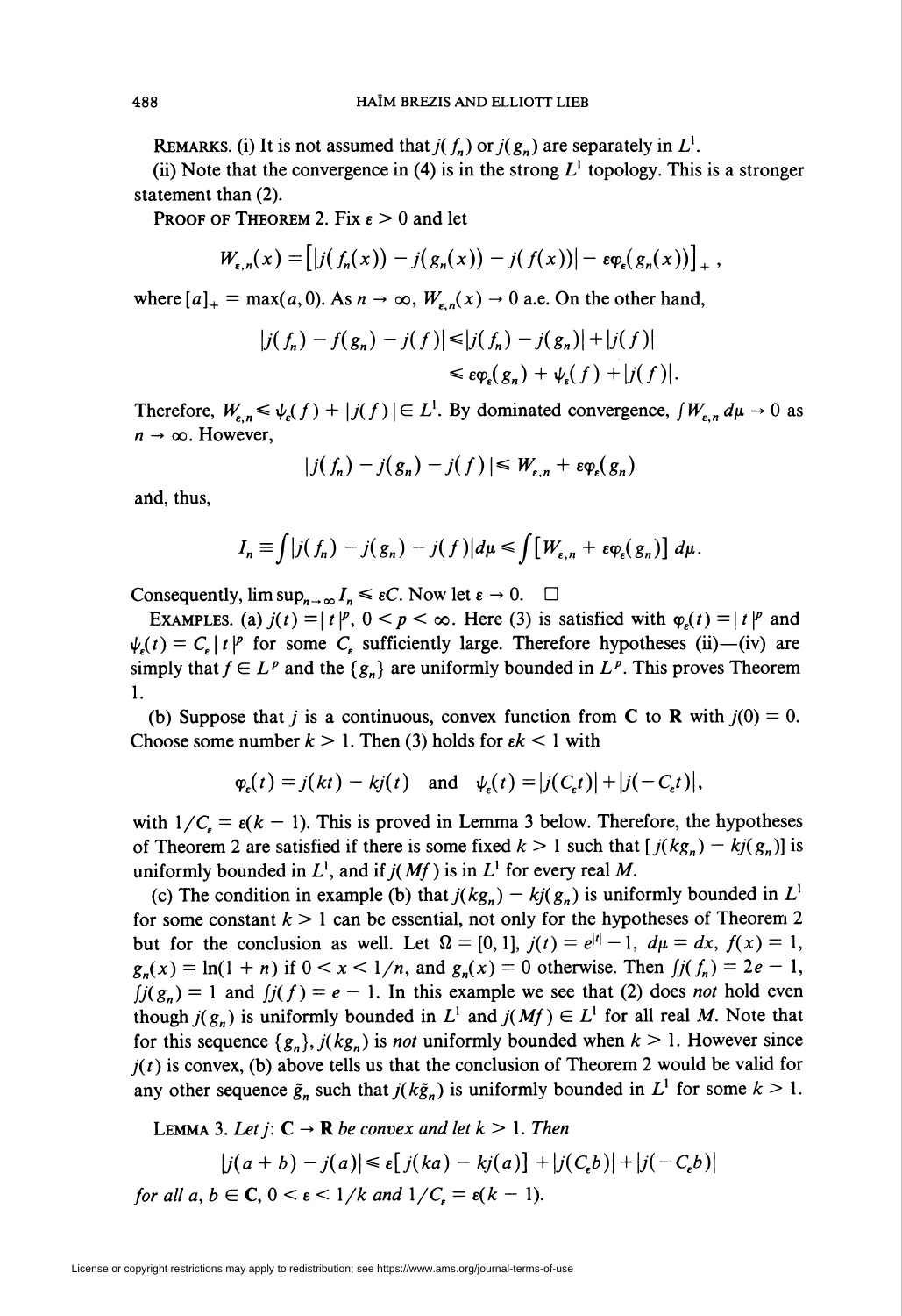REMARKS. (i) It is not assumed that $j(f_n)$ or $j(g_n)$ are separately in $L^1$.

(ii) Note that the convergence in (4) is in the strong $L^1$ topology. This is a stronger statement than (2).

PROOF OF THEOREM 2. Fix $\varepsilon > 0$ and let

$$W_{\varepsilon,n}(x) = \left[ |j(f_n(x)) - j(g_n(x)) - j(f(x))| - \varepsilon\varphi_\varepsilon(g_n(x)) \right]_+,$$

where $[a]_+ = \max(a, 0)$. As $n \to \infty$, $W_{\varepsilon,n}(x) \to 0$ a.e. On the other hand,

$$\begin{aligned} |j(f_n) - f(g_n) - j(f)| &\leq |j(f_n) - j(g_n)| + |j(f)| \\ &\leq \varepsilon\varphi_\varepsilon(g_n) + \psi_\varepsilon(f) + |j(f)|. \end{aligned}$$

Therefore, $W_{\varepsilon,n} \leq \psi_\varepsilon(f) + |j(f)| \in L^1$. By dominated convergence, $\int W_{\varepsilon,n}\, d\mu \to 0$ as $n \to \infty$. However,

$$|j(f_n) - j(g_n) - j(f)| \leq W_{\varepsilon,n} + \varepsilon\varphi_\varepsilon(g_n)$$

and, thus,

$$I_n \equiv \int |j(f_n) - j(g_n) - j(f)|\, d\mu \leq \int \left[ W_{\varepsilon,n} + \varepsilon\varphi_\varepsilon(g_n) \right] d\mu.$$

Consequently, $\limsup_{n\to\infty} I_n \leq \varepsilon C$. Now let $\varepsilon \to 0$. $\square$

EXAMPLES. (a) $j(t) = |t|^p$, $0 < p < \infty$. Here (3) is satisfied with $\varphi_\varepsilon(t) = |t|^p$ and $\psi_\varepsilon(t) = C_\varepsilon |t|^p$ for some $C_\varepsilon$ sufficiently large. Therefore hypotheses (ii)—(iv) are simply that $f \in L^p$ and the $\{g_n\}$ are uniformly bounded in $L^p$. This proves Theorem 1.

(b) Suppose that $j$ is a continuous, convex function from $\mathbf{C}$ to $\mathbf{R}$ with $j(0) = 0$. Choose some number $k > 1$. Then (3) holds for $\varepsilon k < 1$ with

$$\varphi_\varepsilon(t) = j(kt) - kj(t) \quad \text{and} \quad \psi_\varepsilon(t) = |j(C_\varepsilon t)| + |j(-C_\varepsilon t)|,$$

with $1/C_\varepsilon = \varepsilon(k - 1)$. This is proved in Lemma 3 below. Therefore, the hypotheses of Theorem 2 are satisfied if there is some fixed $k > 1$ such that $[j(kg_n) - kj(g_n)]$ is uniformly bounded in $L^1$, and if $j(Mf)$ is in $L^1$ for every real $M$.

(c) The condition in example (b) that $j(kg_n) - kj(g_n)$ is uniformly bounded in $L^1$ for some constant $k > 1$ can be essential, not only for the hypotheses of Theorem 2 but for the conclusion as well. Let $\Omega = [0, 1]$, $j(t) = e^{|t|} - 1$, $d\mu = dx$, $f(x) = 1$, $g_n(x) = \ln(1 + n)$ if $0 < x < 1/n$, and $g_n(x) = 0$ otherwise. Then $\int j(f_n) = 2e - 1$, $\int j(g_n) = 1$ and $\int j(f) = e - 1$. In this example we see that (2) does *not* hold even though $j(g_n)$ is uniformly bounded in $L^1$ and $j(Mf) \in L^1$ for all real $M$. Note that for this sequence $\{g_n\}$, $j(kg_n)$ is *not* uniformly bounded when $k > 1$. However since $j(t)$ is convex, (b) above tells us that the conclusion of Theorem 2 would be valid for any other sequence $\tilde{g}_n$ such that $j(k\tilde{g}_n)$ is uniformly bounded in $L^1$ for some $k > 1$.

LEMMA 3. *Let $j: \mathbf{C} \to \mathbf{R}$ be convex and let $k > 1$. Then*

$$|j(a + b) - j(a)| \leq \varepsilon[j(ka) - kj(a)] + |j(C_\varepsilon b)| + |j(-C_\varepsilon b)|$$

*for all $a, b \in \mathbf{C}$, $0 < \varepsilon < 1/k$ and $1/C_\varepsilon = \varepsilon(k - 1)$.*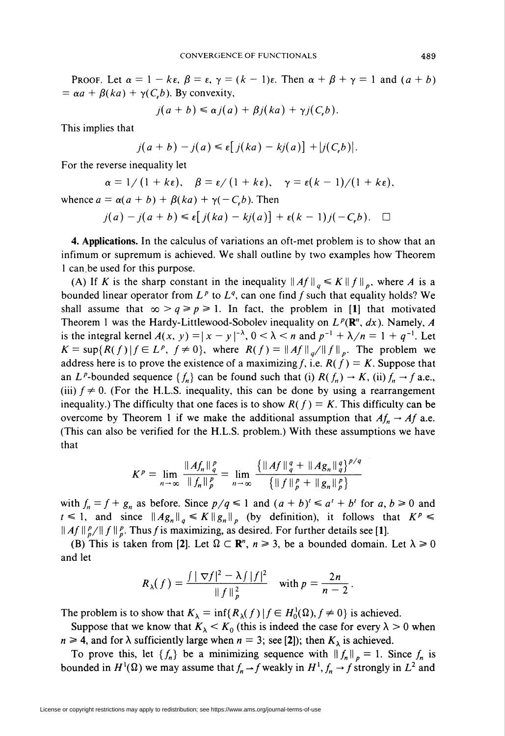**Proof.** Let $\alpha = 1 - k\varepsilon$, $\beta = \varepsilon$, $\gamma = (k-1)\varepsilon$. Then $\alpha + \beta + \gamma = 1$ and $(a + b) = \alpha a + \beta(ka) + \gamma(C_\varepsilon b)$. By convexity,

$$j(a+b) \leq \alpha j(a) + \beta j(ka) + \gamma j(C_\varepsilon b).$$

This implies that

$$j(a+b) - j(a) \leq \varepsilon[j(ka) - kj(a)] + |j(C_\varepsilon b)|.$$

For the reverse inequality let

$$\alpha = 1/(1+k\varepsilon), \quad \beta = \varepsilon/(1+k\varepsilon), \quad \gamma = \varepsilon(k-1)/(1+k\varepsilon),$$

whence $a = \alpha(a+b) + \beta(ka) + \gamma(-C_\varepsilon b)$. Then

$$j(a) - j(a+b) \leq \varepsilon[j(ka) - kj(a)] + \varepsilon(k-1)j(-C_\varepsilon b). \quad \square$$

**4. Applications.** In the calculus of variations an oft-met problem is to show that an infimum or supremum is achieved. We shall outline by two examples how Theorem 1 can be used for this purpose.

(A) If $K$ is the sharp constant in the inequality $\|Af\|_q \leq K\|f\|_p$, where $A$ is a bounded linear operator from $L^p$ to $L^q$, can one find $f$ such that equality holds? We shall assume that $\infty > q \geq p \geq 1$. In fact, the problem in [1] that motivated Theorem 1 was the Hardy-Littlewood-Sobolev inequality on $L^p(\mathbf{R}^n, dx)$. Namely, $A$ is the integral kernel $A(x, y) = |x - y|^{-\lambda}$, $0 < \lambda < n$ and $p^{-1} + \lambda/n = 1 + q^{-1}$. Let $K = \sup\{R(f) \mid f \in L^p,\ f \neq 0\}$, where $R(f) = \|Af\|_q/\|f\|_p$. The problem we address here is to prove the existence of a maximizing $f$, i.e. $R(f) = K$. Suppose that an $L^p$-bounded sequence $\{f_n\}$ can be found such that (i) $R(f_n) \to K$, (ii) $f_n \to f$ a.e., (iii) $f \neq 0$. (For the H.L.S. inequality, this can be done by using a rearrangement inequality.) The difficulty that one faces is to show $R(f) = K$. This difficulty can be overcome by Theorem 1 if we make the additional assumption that $Af_n \to Af$ a.e. (This can also be verified for the H.L.S. problem.) With these assumptions we have that

$$K^p = \lim_{n\to\infty} \frac{\|Af_n\|_q^p}{\|f_n\|_p^p} = \lim_{n\to\infty} \frac{\{\|Af\|_q^q + \|Ag_n\|_q^q\}^{p/q}}{\{\|f\|_p^p + \|g_n\|_p^p\}}$$

with $f_n = f + g_n$ as before. Since $p/q \leq 1$ and $(a+b)^t \leq a^t + b^t$ for $a, b \geq 0$ and $t \leq 1$, and since $\|Ag_n\|_q \leq K\|g_n\|_p$ (by definition), it follows that $K^p \leq \|Af\|_p^p/\|f\|_p^p$. Thus $f$ is maximizing, as desired. For further details see [1].

(B) This is taken from [2]. Let $\Omega \subset \mathbf{R}^n$, $n \geq 3$, be a bounded domain. Let $\lambda \geq 0$ and let

$$R_\lambda(f) = \frac{\int|\nabla f|^2 - \lambda\int|f|^2}{\|f\|_p^2} \quad \text{with } p = \frac{2n}{n-2}.$$

The problem is to show that $K_\lambda = \inf\{R_\lambda(f) \mid f \in H_0^1(\Omega), f \neq 0\}$ is achieved.

Suppose that we know that $K_\lambda < K_0$ (this is indeed the case for every $\lambda > 0$ when $n \geq 4$, and for $\lambda$ sufficiently large when $n = 3$; see [2]); then $K_\lambda$ is achieved.

To prove this, let $\{f_n\}$ be a minimizing sequence with $\|f_n\|_p = 1$. Since $f_n$ is bounded in $H^1(\Omega)$ we may assume that $f_n \rightharpoonup f$ weakly in $H^1$, $f_n \to f$ strongly in $L^2$ and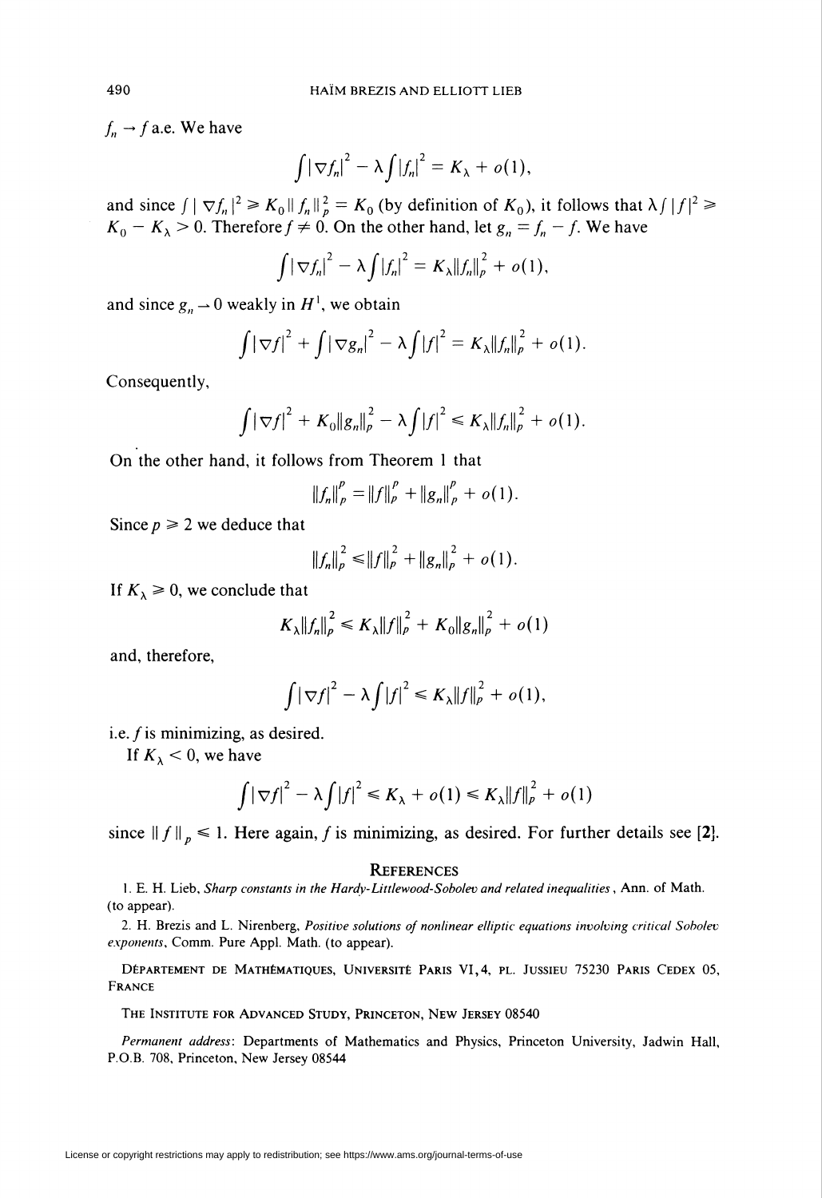$f_n \to f$ a.e. We have

$$\int |\nabla f_n|^2 - \lambda \int |f_n|^2 = K_\lambda + o(1),$$

and since $\int |\nabla f_n|^2 \geq K_0 \| f_n \|_p^2 = K_0$ (by definition of $K_0$), it follows that $\lambda \int |f|^2 \geq K_0 - K_\lambda > 0$. Therefore $f \neq 0$. On the other hand, let $g_n = f_n - f$. We have

$$\int |\nabla f_n|^2 - \lambda \int |f_n|^2 = K_\lambda \|f_n\|_p^2 + o(1),$$

and since $g_n \rightharpoonup 0$ weakly in $H^1$, we obtain

$$\int |\nabla f|^2 + \int |\nabla g_n|^2 - \lambda \int |f|^2 = K_\lambda \|f_n\|_p^2 + o(1).$$

Consequently,

$$\int |\nabla f|^2 + K_0 \|g_n\|_p^2 - \lambda \int |f|^2 \leq K_\lambda \|f_n\|_p^2 + o(1).$$

On the other hand, it follows from Theorem 1 that

$$\|f_n\|_p^p = \|f\|_p^p + \|g_n\|_p^p + o(1).$$

Since $p \geq 2$ we deduce that

$$\|f_n\|_p^2 \leq \|f\|_p^2 + \|g_n\|_p^2 + o(1).$$

If $K_\lambda \geq 0$, we conclude that

$$K_\lambda \|f_n\|_p^2 \leq K_\lambda \|f\|_p^2 + K_0 \|g_n\|_p^2 + o(1)$$

and, therefore,

$$\int |\nabla f|^2 - \lambda \int |f|^2 \leq K_\lambda \|f\|_p^2 + o(1),$$

i.e. $f$ is minimizing, as desired.

If $K_\lambda < 0$, we have

$$\int |\nabla f|^2 - \lambda \int |f|^2 \leq K_\lambda + o(1) \leq K_\lambda \|f\|_p^2 + o(1)$$

since $\| f \|_p \leq 1$. Here again, $f$ is minimizing, as desired. For further details see [2].

## References

1. E. H. Lieb, *Sharp constants in the Hardy-Littlewood-Sobolev and related inequalities*, Ann. of Math. (to appear).

2. H. Brezis and L. Nirenberg, *Positive solutions of nonlinear elliptic equations involving critical Sobolev exponents*, Comm. Pure Appl. Math. (to appear).

Département de Mathématiques, Université Paris VI, 4, pl. Jussieu 75230 Paris Cedex 05, France

The Institute for Advanced Study, Princeton, New Jersey 08540

*Permanent address*: Departments of Mathematics and Physics, Princeton University, Jadwin Hall, P.O.B. 708, Princeton, New Jersey 08544